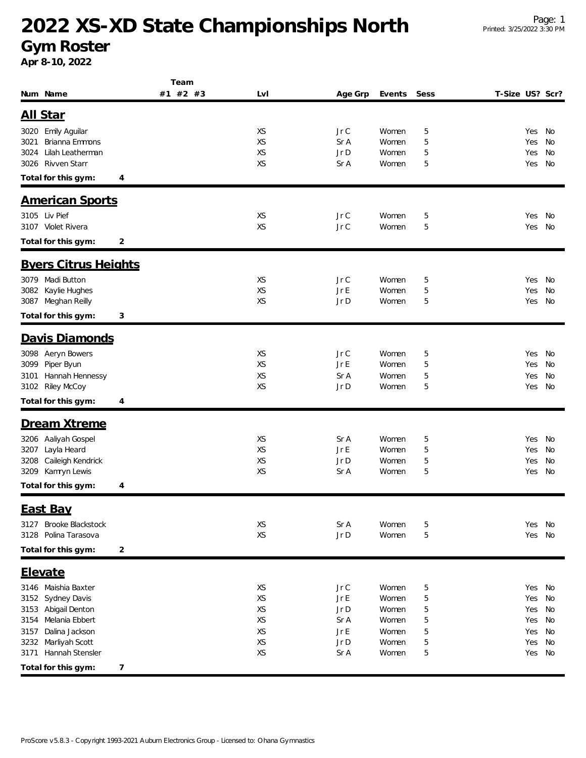# 2022 XS-XD State Championships North

## Gym Roster

**Apr 8-10, 2022**

| Num | Name | Team #1 | Team #2 | Team #3 | Lvl | Age Grp | Events | Sess | T-Size | US? | Scr? |
|---|---|---|---|---|---|---|---|---|---|---|---|

### All Star

| Num | Name | Team #1 | Team #2 | Team #3 | Lvl | Age Grp | Events | Sess | T-Size | US? | Scr? |
|---|---|---|---|---|---|---|---|---|---|---|---|
| 3020 | Emily Aguilar | | | | XS | Jr C | Women | 5 | | Yes | No |
| 3021 | Brianna Emmons | | | | XS | Sr A | Women | 5 | | Yes | No |
| 3024 | Lilah Leatherman | | | | XS | Jr D | Women | 5 | | Yes | No |
| 3026 | Rivven Starr | | | | XS | Sr A | Women | 5 | | Yes | No |

**Total for this gym: 4**

### American Sports

| Num | Name | Team #1 | Team #2 | Team #3 | Lvl | Age Grp | Events | Sess | T-Size | US? | Scr? |
|---|---|---|---|---|---|---|---|---|---|---|---|
| 3105 | Liv Pief | | | | XS | Jr C | Women | 5 | | Yes | No |
| 3107 | Violet Rivera | | | | XS | Jr C | Women | 5 | | Yes | No |

**Total for this gym: 2**

### Byers Citrus Heights

| Num | Name | Team #1 | Team #2 | Team #3 | Lvl | Age Grp | Events | Sess | T-Size | US? | Scr? |
|---|---|---|---|---|---|---|---|---|---|---|---|
| 3079 | Madi Button | | | | XS | Jr C | Women | 5 | | Yes | No |
| 3082 | Kaylie Hughes | | | | XS | Jr E | Women | 5 | | Yes | No |
| 3087 | Meghan Reilly | | | | XS | Jr D | Women | 5 | | Yes | No |

**Total for this gym: 3**

### Davis Diamonds

| Num | Name | Team #1 | Team #2 | Team #3 | Lvl | Age Grp | Events | Sess | T-Size | US? | Scr? |
|---|---|---|---|---|---|---|---|---|---|---|---|
| 3098 | Aeryn Bowers | | | | XS | Jr C | Women | 5 | | Yes | No |
| 3099 | Piper Byun | | | | XS | Jr E | Women | 5 | | Yes | No |
| 3101 | Hannah Hennessy | | | | XS | Sr A | Women | 5 | | Yes | No |
| 3102 | Riley McCoy | | | | XS | Jr D | Women | 5 | | Yes | No |

**Total for this gym: 4**

### Dream Xtreme

| Num | Name | Team #1 | Team #2 | Team #3 | Lvl | Age Grp | Events | Sess | T-Size | US? | Scr? |
|---|---|---|---|---|---|---|---|---|---|---|---|
| 3206 | Aaliyah Gospel | | | | XS | Sr A | Women | 5 | | Yes | No |
| 3207 | Layla Heard | | | | XS | Jr E | Women | 5 | | Yes | No |
| 3208 | Caileigh Kendrick | | | | XS | Jr D | Women | 5 | | Yes | No |
| 3209 | Kamryn Lewis | | | | XS | Sr A | Women | 5 | | Yes | No |

**Total for this gym: 4**

### East Bay

| Num | Name | Team #1 | Team #2 | Team #3 | Lvl | Age Grp | Events | Sess | T-Size | US? | Scr? |
|---|---|---|---|---|---|---|---|---|---|---|---|
| 3127 | Brooke Blackstock | | | | XS | Sr A | Women | 5 | | Yes | No |
| 3128 | Polina Tarasova | | | | XS | Jr D | Women | 5 | | Yes | No |

**Total for this gym: 2**

### Elevate

| Num | Name | Team #1 | Team #2 | Team #3 | Lvl | Age Grp | Events | Sess | T-Size | US? | Scr? |
|---|---|---|---|---|---|---|---|---|---|---|---|
| 3146 | Maishia Baxter | | | | XS | Jr C | Women | 5 | | Yes | No |
| 3152 | Sydney Davis | | | | XS | Jr E | Women | 5 | | Yes | No |
| 3153 | Abigail Denton | | | | XS | Jr D | Women | 5 | | Yes | No |
| 3154 | Melania Ebbert | | | | XS | Sr A | Women | 5 | | Yes | No |
| 3157 | Dalina Jackson | | | | XS | Jr E | Women | 5 | | Yes | No |
| 3232 | Marliyah Scott | | | | XS | Jr D | Women | 5 | | Yes | No |
| 3171 | Hannah Stensler | | | | XS | Sr A | Women | 5 | | Yes | No |

**Total for this gym: 7**

ProScore v5.8.3 - Copyright 1993-2021 Auburn Electronics Group - Licensed to: Ohana Gymnastics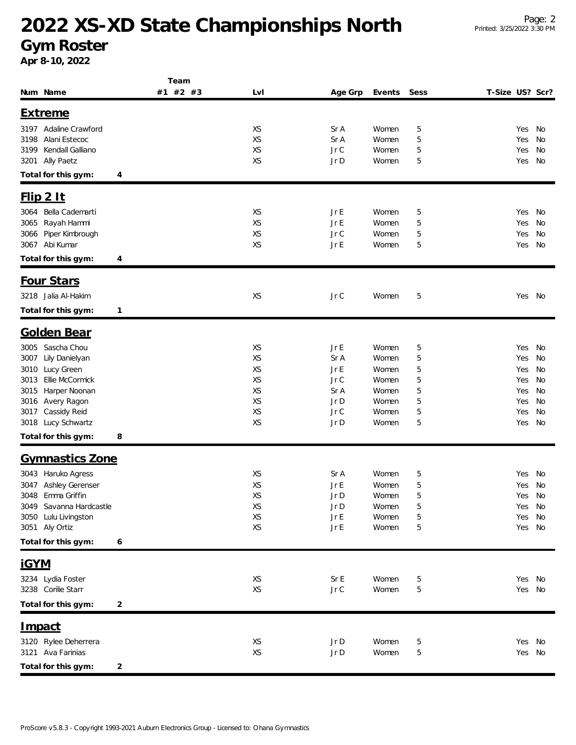# 2022 XS-XD State Championships North

## Gym Roster

**Apr 8-10, 2022**

| Num | Name | Team #1 | Team #2 | Team #3 | Lvl | Age Grp | Events | Sess | T-Size | US? | Scr? |
|---|---|---|---|---|---|---|---|---|---|---|---|
| **Extreme** | | | | | | | | | | | |
| 3197 | Adaline Crawford | | | | XS | Sr A | Women | 5 | | Yes | No |
| 3198 | Alani Estecoc | | | | XS | Sr A | Women | 5 | | Yes | No |
| 3199 | Kendall Galliano | | | | XS | Jr C | Women | 5 | | Yes | No |
| 3201 | Ally Paetz | | | | XS | Jr D | Women | 5 | | Yes | No |
| **Total for this gym:** | **4** | | | | | | | | | | |
| **Flip 2 It** | | | | | | | | | | | |
| 3064 | Bella Cademarti | | | | XS | Jr E | Women | 5 | | Yes | No |
| 3065 | Rayah Hammi | | | | XS | Jr E | Women | 5 | | Yes | No |
| 3066 | Piper Kimbrough | | | | XS | Jr C | Women | 5 | | Yes | No |
| 3067 | Abi Kumar | | | | XS | Jr E | Women | 5 | | Yes | No |
| **Total for this gym:** | **4** | | | | | | | | | | |
| **Four Stars** | | | | | | | | | | | |
| 3218 | Jalia Al-Hakim | | | | XS | Jr C | Women | 5 | | Yes | No |
| **Total for this gym:** | **1** | | | | | | | | | | |
| **Golden Bear** | | | | | | | | | | | |
| 3005 | Sascha Chou | | | | XS | Jr E | Women | 5 | | Yes | No |
| 3007 | Lily Danielyan | | | | XS | Sr A | Women | 5 | | Yes | No |
| 3010 | Lucy Green | | | | XS | Jr E | Women | 5 | | Yes | No |
| 3013 | Ellie McCormick | | | | XS | Jr C | Women | 5 | | Yes | No |
| 3015 | Harper Noonan | | | | XS | Sr A | Women | 5 | | Yes | No |
| 3016 | Avery Ragon | | | | XS | Jr D | Women | 5 | | Yes | No |
| 3017 | Cassidy Reid | | | | XS | Jr C | Women | 5 | | Yes | No |
| 3018 | Lucy Schwartz | | | | XS | Jr D | Women | 5 | | Yes | No |
| **Total for this gym:** | **8** | | | | | | | | | | |
| **Gymnastics Zone** | | | | | | | | | | | |
| 3043 | Haruko Agress | | | | XS | Sr A | Women | 5 | | Yes | No |
| 3047 | Ashley Gerenser | | | | XS | Jr E | Women | 5 | | Yes | No |
| 3048 | Emma Griffin | | | | XS | Jr D | Women | 5 | | Yes | No |
| 3049 | Savanna Hardcastle | | | | XS | Jr D | Women | 5 | | Yes | No |
| 3050 | Lulu Livingston | | | | XS | Jr E | Women | 5 | | Yes | No |
| 3051 | Aly Ortiz | | | | XS | Jr E | Women | 5 | | Yes | No |
| **Total for this gym:** | **6** | | | | | | | | | | |
| **iGYM** | | | | | | | | | | | |
| 3234 | Lydia Foster | | | | XS | Sr E | Women | 5 | | Yes | No |
| 3238 | Corilie Starr | | | | XS | Jr C | Women | 5 | | Yes | No |
| **Total for this gym:** | **2** | | | | | | | | | | |
| **Impact** | | | | | | | | | | | |
| 3120 | Rylee Deherrera | | | | XS | Jr D | Women | 5 | | Yes | No |
| 3121 | Ava Farinias | | | | XS | Jr D | Women | 5 | | Yes | No |
| **Total for this gym:** | **2** | | | | | | | | | | |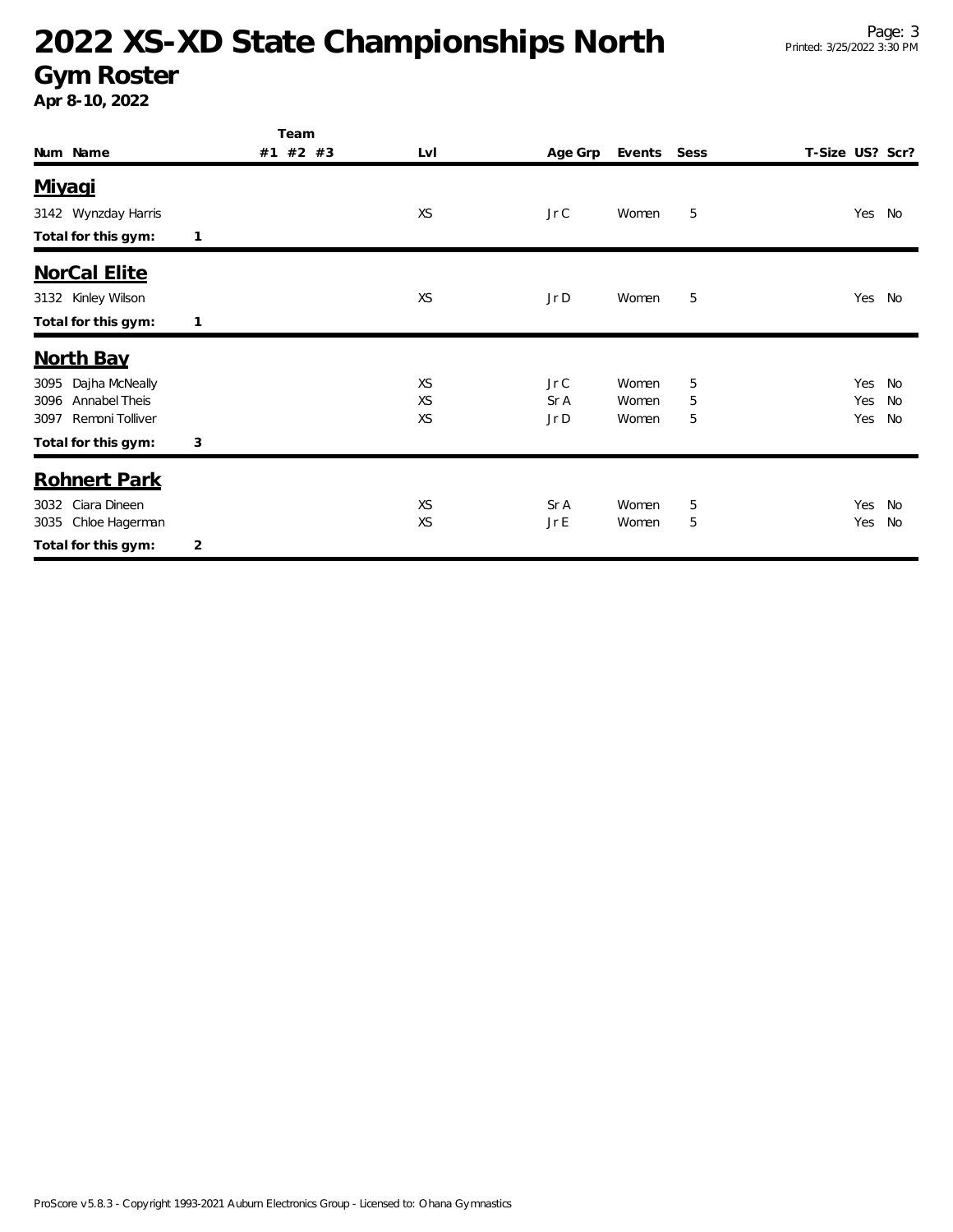# 2022 XS-XD State Championships North

## Gym Roster

**Apr 8-10, 2022**

| Num | Name | Team #1 | #2 | #3 | Lvl | Age Grp | Events | Sess | T-Size | US? | Scr? |
|---|---|---|---|---|---|---|---|---|---|---|---|
| **Miyagi** | | | | | | | | | | | |
| 3142 | Wynzday Harris | | | | XS | Jr C | Women | 5 | | Yes | No |
| **Total for this gym:** | 1 | | | | | | | | | | |
| **NorCal Elite** | | | | | | | | | | | |
| 3132 | Kinley Wilson | | | | XS | Jr D | Women | 5 | | Yes | No |
| **Total for this gym:** | 1 | | | | | | | | | | |
| **North Bay** | | | | | | | | | | | |
| 3095 | Dajha McNeally | | | | XS | Jr C | Women | 5 | | Yes | No |
| 3096 | Annabel Theis | | | | XS | Sr A | Women | 5 | | Yes | No |
| 3097 | Remoni Tolliver | | | | XS | Jr D | Women | 5 | | Yes | No |
| **Total for this gym:** | 3 | | | | | | | | | | |
| **Rohnert Park** | | | | | | | | | | | |
| 3032 | Ciara Dineen | | | | XS | Sr A | Women | 5 | | Yes | No |
| 3035 | Chloe Hagerman | | | | XS | Jr E | Women | 5 | | Yes | No |
| **Total for this gym:** | 2 | | | | | | | | | | |

ProScore v5.8.3 - Copyright 1993-2021 Auburn Electronics Group - Licensed to: Ohana Gymnastics